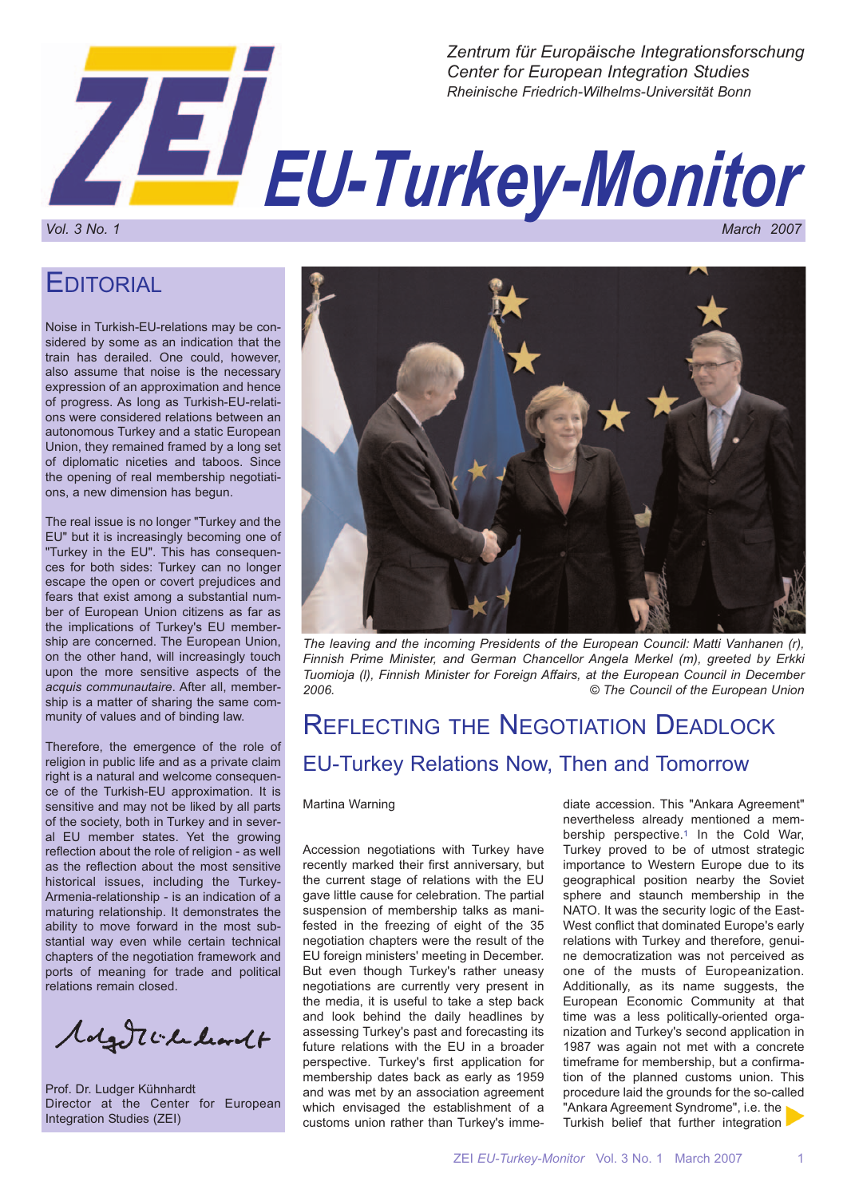Zentrum für Europäische Integrationsforschung
Center for European Integration Studies
Rheinische Friedrich-Wilhelms-Universität Bonn

# EU-Turkey-Monitor

*Vol. 3 No. 1* *March 2007*

## Editorial

Noise in Turkish-EU-relations may be considered by some as an indication that the train has derailed. One could, however, also assume that noise is the necessary expression of an approximation and hence of progress. As long as Turkish-EU-relations were considered relations between an autonomous Turkey and a static European Union, they remained framed by a long set of diplomatic niceties and taboos. Since the opening of real membership negotiations, a new dimension has begun.

The real issue is no longer "Turkey and the EU" but it is increasingly becoming one of "Turkey in the EU". This has consequences for both sides: Turkey can no longer escape the open or covert prejudices and fears that exist among a substantial number of European Union citizens as far as the implications of Turkey's EU membership are concerned. The European Union, on the other hand, will increasingly touch upon the more sensitive aspects of the *acquis communautaire*. After all, membership is a matter of sharing the same community of values and of binding law.

Therefore, the emergence of the role of religion in public life and as a private claim right is a natural and welcome consequence of the Turkish-EU approximation. It is sensitive and may not be liked by all parts of the society, both in Turkey and in several EU member states. Yet the growing reflection about the role of religion - as well as the reflection about the most sensitive historical issues, including the Turkey-Armenia-relationship - is an indication of a maturing relationship. It demonstrates the ability to move forward in the most substantial way even while certain technical chapters of the negotiation framework and ports of meaning for trade and political relations remain closed.

Prof. Dr. Ludger Kühnhardt
Director at the Center for European Integration Studies (ZEI)

*The leaving and the incoming Presidents of the European Council: Matti Vanhanen (r), Finnish Prime Minister, and German Chancellor Angela Merkel (m), greeted by Erkki Tuomioja (l), Finnish Minister for Foreign Affairs, at the European Council in December 2006.* *© The Council of the European Union*

## Reflecting the Negotiation Deadlock

### EU-Turkey Relations Now, Then and Tomorrow

Martina Warning

Accession negotiations with Turkey have recently marked their first anniversary, but the current stage of relations with the EU gave little cause for celebration. The partial suspension of membership talks as manifested in the freezing of eight of the 35 negotiation chapters were the result of the EU foreign ministers' meeting in December. But even though Turkey's rather uneasy negotiations are currently very present in the media, it is useful to take a step back and look behind the daily headlines by assessing Turkey's past and forecasting its future relations with the EU in a broader perspective. Turkey's first application for membership dates back as early as 1959 and was met by an association agreement which envisaged the establishment of a customs union rather than Turkey's immediate accession. This "Ankara Agreement" nevertheless already mentioned a membership perspective.[1] In the Cold War, Turkey proved to be of utmost strategic importance to Western Europe due to its geographical position nearby the Soviet sphere and staunch membership in the NATO. It was the security logic of the East-West conflict that dominated Europe's early relations with Turkey and therefore, genuine democratization was not perceived as one of the musts of Europeanization. Additionally, as its name suggests, the European Economic Community at that time was a less politically-oriented organization and Turkey's second application in 1987 was again not met with a concrete timeframe for membership, but a confirmation of the planned customs union. This procedure laid the grounds for the so-called "Ankara Agreement Syndrome", i.e. the Turkish belief that further integration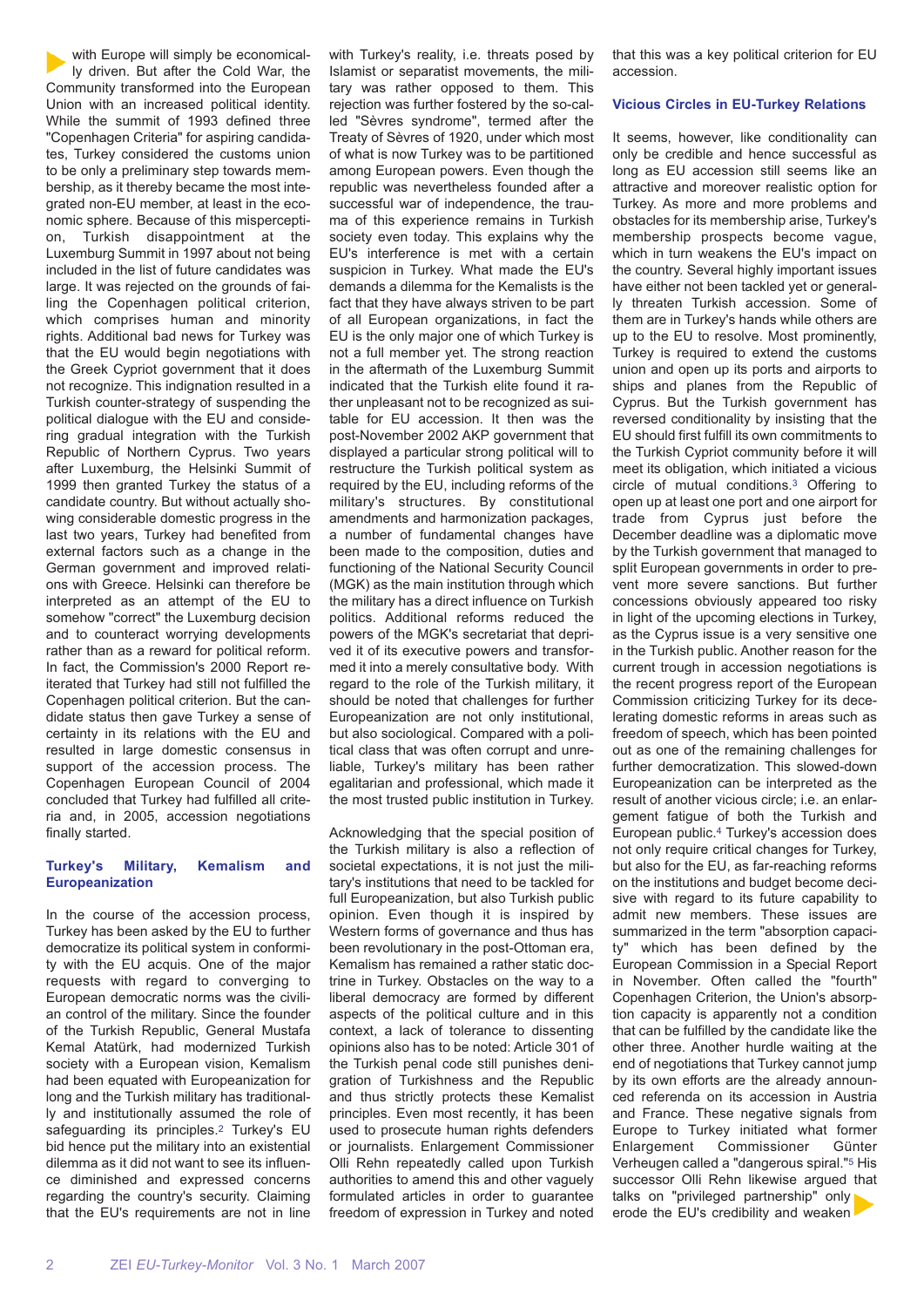with Europe will simply be economically driven. But after the Cold War, the Community transformed into the European Union with an increased political identity. While the summit of 1993 defined three "Copenhagen Criteria" for aspiring candidates, Turkey considered the customs union to be only a preliminary step towards membership, as it thereby became the most integrated non-EU member, at least in the economic sphere. Because of this misperception, Turkish disappointment at the Luxemburg Summit in 1997 about not being included in the list of future candidates was large. It was rejected on the grounds of failing the Copenhagen political criterion, which comprises human and minority rights. Additional bad news for Turkey was that the EU would begin negotiations with the Greek Cypriot government that it does not recognize. This indignation resulted in a Turkish counter-strategy of suspending the political dialogue with the EU and considering gradual integration with the Turkish Republic of Northern Cyprus. Two years after Luxemburg, the Helsinki Summit of 1999 then granted Turkey the status of a candidate country. But without actually showing considerable domestic progress in the last two years, Turkey had benefited from external factors such as a change in the German government and improved relations with Greece. Helsinki can therefore be interpreted as an attempt of the EU to somehow "correct" the Luxemburg decision and to counteract worrying developments rather than as a reward for political reform. In fact, the Commission's 2000 Report reiterated that Turkey had still not fulfilled the Copenhagen political criterion. But the candidate status then gave Turkey a sense of certainty in its relations with the EU and resulted in large domestic consensus in support of the accession process. The Copenhagen European Council of 2004 concluded that Turkey had fulfilled all criteria and, in 2005, accession negotiations finally started.

### Turkey's Military, Kemalism and Europeanization

In the course of the accession process, Turkey has been asked by the EU to further democratize its political system in conformity with the EU acquis. One of the major requests with regard to converging to European democratic norms was the civilian control of the military. Since the founder of the Turkish Republic, General Mustafa Kemal Atatürk, had modernized Turkish society with a European vision, Kemalism had been equated with Europeanization for long and the Turkish military has traditionally and institutionally assumed the role of safeguarding its principles.[2] Turkey's EU bid hence put the military into an existential dilemma as it did not want to see its influence diminished and expressed concerns regarding the country's security. Claiming that the EU's requirements are not in line with Turkey's reality, i.e. threats posed by Islamist or separatist movements, the military was rather opposed to them. This rejection was further fostered by the so-called "Sèvres syndrome", termed after the Treaty of Sèvres of 1920, under which most of what is now Turkey was to be partitioned among European powers. Even though the republic was nevertheless founded after a successful war of independence, the trauma of this experience remains in Turkish society even today. This explains why the EU's interference is met with a certain suspicion in Turkey. What made the EU's demands a dilemma for the Kemalists is the fact that they have always striven to be part of all European organizations, in fact the EU is the only major one of which Turkey is not a full member yet. The strong reaction in the aftermath of the Luxemburg Summit indicated that the Turkish elite found it rather unpleasant not to be recognized as suitable for EU accession. It then was the post-November 2002 AKP government that displayed a particular strong political will to restructure the Turkish political system as required by the EU, including reforms of the military's structures. By constitutional amendments and harmonization packages, a number of fundamental changes have been made to the composition, duties and functioning of the National Security Council (MGK) as the main institution through which the military has a direct influence on Turkish politics. Additional reforms reduced the powers of the MGK's secretariat that deprived it of its executive powers and transformed it into a merely consultative body. With regard to the role of the Turkish military, it should be noted that challenges for further Europeanization are not only institutional, but also sociological. Compared with a political class that was often corrupt and unreliable, Turkey's military has been rather egalitarian and professional, which made it the most trusted public institution in Turkey.

Acknowledging that the special position of the Turkish military is also a reflection of societal expectations, it is not just the military's institutions that need to be tackled for full Europeanization, but also Turkish public opinion. Even though it is inspired by Western forms of governance and thus has been revolutionary in the post-Ottoman era, Kemalism has remained a rather static doctrine in Turkey. Obstacles on the way to a liberal democracy are formed by different aspects of the political culture and in this context, a lack of tolerance to dissenting opinions also has to be noted: Article 301 of the Turkish penal code still punishes denigration of Turkishness and the Republic and thus strictly protects these Kemalist principles. Even most recently, it has been used to prosecute human rights defenders or journalists. Enlargement Commissioner Olli Rehn repeatedly called upon Turkish authorities to amend this and other vaguely formulated articles in order to guarantee freedom of expression in Turkey and noted that this was a key political criterion for EU accession.

### Vicious Circles in EU-Turkey Relations

It seems, however, like conditionality can only be credible and hence successful as long as EU accession still seems like an attractive and moreover realistic option for Turkey. As more and more problems and obstacles for its membership arise, Turkey's membership prospects become vague, which in turn weakens the EU's impact on the country. Several highly important issues have either not been tackled yet or generally threaten Turkish accession. Some of them are in Turkey's hands while others are up to the EU to resolve. Most prominently, Turkey is required to extend the customs union and open up its ports and airports to ships and planes from the Republic of Cyprus. But the Turkish government has reversed conditionality by insisting that the EU should first fulfill its own commitments to the Turkish Cypriot community before it will meet its obligation, which initiated a vicious circle of mutual conditions.[3] Offering to open up at least one port and one airport for trade from Cyprus just before the December deadline was a diplomatic move by the Turkish government that managed to split European governments in order to prevent more severe sanctions. But further concessions obviously appeared too risky in light of the upcoming elections in Turkey, as the Cyprus issue is a very sensitive one in the Turkish public. Another reason for the current trough in accession negotiations is the recent progress report of the European Commission criticizing Turkey for its decelerating domestic reforms in areas such as freedom of speech, which has been pointed out as one of the remaining challenges for further democratization. This slowed-down Europeanization can be interpreted as the result of another vicious circle; i.e. an enlargement fatigue of both the Turkish and European public.[4] Turkey's accession does not only require critical changes for Turkey, but also for the EU, as far-reaching reforms on the institutions and budget become decisive with regard to its future capability to admit new members. These issues are summarized in the term "absorption capacity" which has been defined by the European Commission in a Special Report in November. Often called the "fourth" Copenhagen Criterion, the Union's absorption capacity is apparently not a condition that can be fulfilled by the candidate like the other three. Another hurdle waiting at the end of negotiations that Turkey cannot jump by its own efforts are the already announced referenda on its accession in Austria and France. These negative signals from Europe to Turkey initiated what former Enlargement Commissioner Günter Verheugen called a "dangerous spiral."[5] His successor Olli Rehn likewise argued that talks on "privileged partnership" only erode the EU's credibility and weaken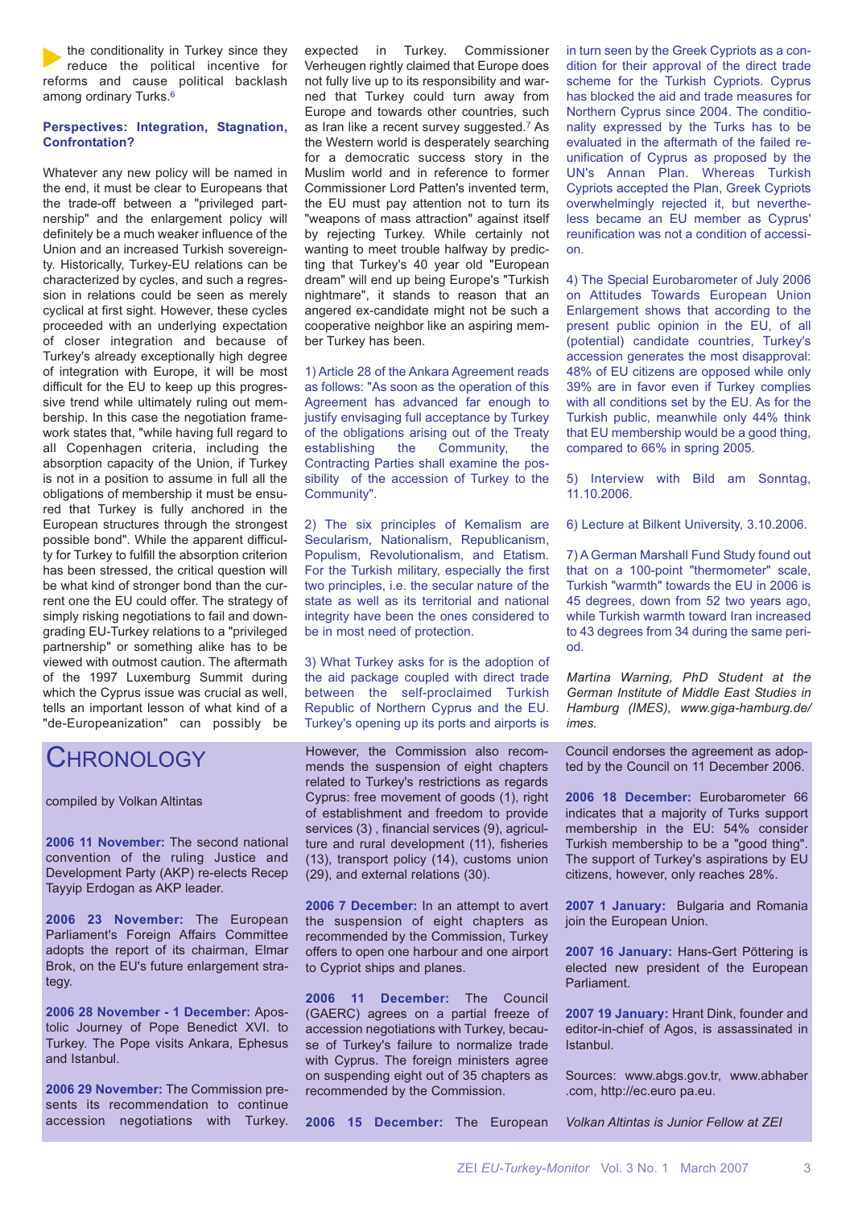the conditionality in Turkey since they reduce the political incentive for reforms and cause political backlash among ordinary Turks.[6]

### Perspectives: Integration, Stagnation, Confrontation?

Whatever any new policy will be named in the end, it must be clear to Europeans that the trade-off between a "privileged partnership" and the enlargement policy will definitely be a much weaker influence of the Union and an increased Turkish sovereignty. Historically, Turkey-EU relations can be characterized by cycles, and such a regression in relations could be seen as merely cyclical at first sight. However, these cycles proceeded with an underlying expectation of closer integration and because of Turkey's already exceptionally high degree of integration with Europe, it will be most difficult for the EU to keep up this progressive trend while ultimately ruling out membership. In this case the negotiation framework states that, "while having full regard to all Copenhagen criteria, including the absorption capacity of the Union, if Turkey is not in a position to assume in full all the obligations of membership it must be ensured that Turkey is fully anchored in the European structures through the strongest possible bond". While the apparent difficulty for Turkey to fulfill the absorption criterion has been stressed, the critical question will be what kind of stronger bond than the current one the EU could offer. The strategy of simply risking negotiations to fail and downgrading EU-Turkey relations to a "privileged partnership" or something alike has to be viewed with outmost caution. The aftermath of the 1997 Luxemburg Summit during which the Cyprus issue was crucial as well, tells an important lesson of what kind of a "de-Europeanization" can possibly be expected in Turkey. Commissioner Verheugen rightly claimed that Europe does not fully live up to its responsibility and warned that Turkey could turn away from Europe and towards other countries, such as Iran like a recent survey suggested.[7] As the Western world is desperately searching for a democratic success story in the Muslim world and in reference to former Commissioner Lord Patten's invented term, the EU must pay attention not to turn its "weapons of mass attraction" against itself by rejecting Turkey. While certainly not wanting to meet trouble halfway by predicting that Turkey's 40 year old "European dream" will end up being Europe's "Turkish nightmare", it stands to reason that an angered ex-candidate might not be such a cooperative neighbor like an aspiring member Turkey has been.

1) Article 28 of the Ankara Agreement reads as follows: "As soon as the operation of this Agreement has advanced far enough to justify envisaging full acceptance by Turkey of the obligations arising out of the Treaty establishing the Community, the Contracting Parties shall examine the possibility of the accession of Turkey to the Community".

2) The six principles of Kemalism are Secularism, Nationalism, Republicanism, Populism, Revolutionalism, and Etatism. For the Turkish military, especially the first two principles, i.e. the secular nature of the state as well as its territorial and national integrity have been the ones considered to be in most need of protection.

3) What Turkey asks for is the adoption of the aid package coupled with direct trade between the self-proclaimed Turkish Republic of Northern Cyprus and the EU. Turkey's opening up its ports and airports is in turn seen by the Greek Cypriots as a condition for their approval of the direct trade scheme for the Turkish Cypriots. Cyprus has blocked the aid and trade measures for Northern Cyprus since 2004. The conditionality expressed by the Turks has to be evaluated in the aftermath of the failed reunification of Cyprus as proposed by the UN's Annan Plan. Whereas Turkish Cypriots accepted the Plan, Greek Cypriots overwhelmingly rejected it, but nevertheless became an EU member as Cyprus' reunification was not a condition of accession.

4) The Special Eurobarometer of July 2006 on Attitudes Towards European Union Enlargement shows that according to the present public opinion in the EU, of all (potential) candidate countries, Turkey's accession generates the most disapproval: 48% of EU citizens are opposed while only 39% are in favor even if Turkey complies with all conditions set by the EU. As for the Turkish public, meanwhile only 44% think that EU membership would be a good thing, compared to 66% in spring 2005.

5) Interview with Bild am Sonntag, 11.10.2006.

6) Lecture at Bilkent University, 3.10.2006.

7) A German Marshall Fund Study found out that on a 100-point "thermometer" scale, Turkish "warmth" towards the EU in 2006 is 45 degrees, down from 52 two years ago, while Turkish warmth toward Iran increased to 43 degrees from 34 during the same period.

*Martina Warning, PhD Student at the German Institute of Middle East Studies in Hamburg (IMES), www.giga-hamburg.de/imes.*

## Chronology

compiled by Volkan Altintas

**2006 11 November:** The second national convention of the ruling Justice and Development Party (AKP) re-elects Recep Tayyip Erdogan as AKP leader.

**2006 23 November:** The European Parliament's Foreign Affairs Committee adopts the report of its chairman, Elmar Brok, on the EU's future enlargement strategy.

**2006 28 November - 1 December:** Apostolic Journey of Pope Benedict XVI. to Turkey. The Pope visits Ankara, Ephesus and Istanbul.

**2006 29 November:** The Commission presents its recommendation to continue accession negotiations with Turkey. However, the Commission also recommends the suspension of eight chapters related to Turkey's restrictions as regards Cyprus: free movement of goods (1), right of establishment and freedom to provide services (3), financial services (9), agriculture and rural development (11), fisheries (13), transport policy (14), customs union (29), and external relations (30).

**2006 7 December:** In an attempt to avert the suspension of eight chapters as recommended by the Commission, Turkey offers to open one harbour and one airport to Cypriot ships and planes.

**2006 11 December:** The Council (GAERC) agrees on a partial freeze of accession negotiations with Turkey, because of Turkey's failure to normalize trade with Cyprus. The foreign ministers agree on suspending eight out of 35 chapters as recommended by the Commission.

**2006 15 December:** The European Council endorses the agreement as adopted by the Council on 11 December 2006.

**2006 18 December:** Eurobarometer 66 indicates that a majority of Turks support membership in the EU: 54% consider Turkish membership to be a "good thing". The support of Turkey's aspirations by EU citizens, however, only reaches 28%.

**2007 1 January:** Bulgaria and Romania join the European Union.

**2007 16 January:** Hans-Gert Pöttering is elected new president of the European Parliament.

**2007 19 January:** Hrant Dink, founder and editor-in-chief of Agos, is assassinated in Istanbul.

Sources: www.abgs.gov.tr, www.abhaber.com, http://ec.europa.eu.

*Volkan Altintas is Junior Fellow at ZEI*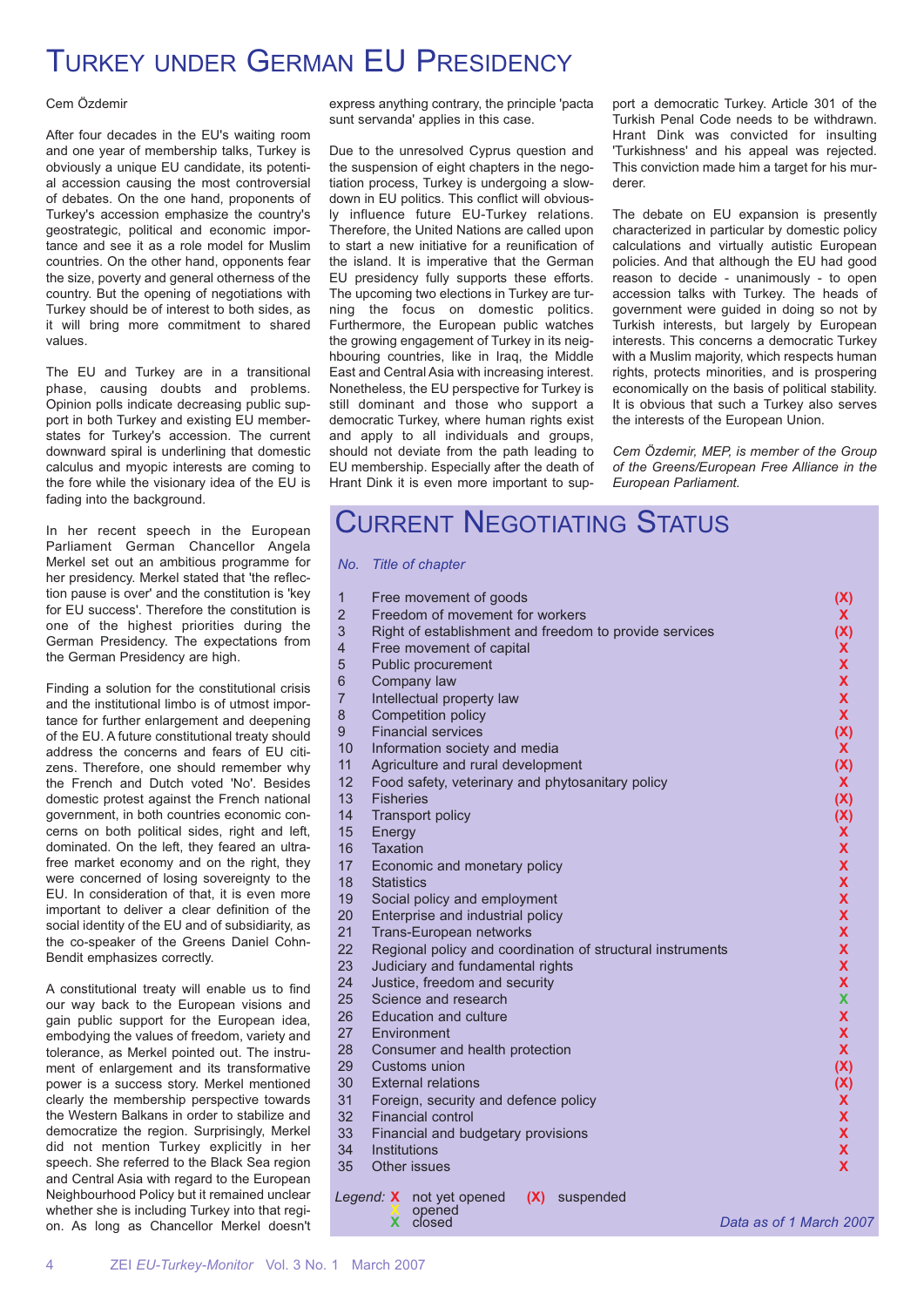# Turkey under German EU Presidency

Cem Özdemir

After four decades in the EU's waiting room and one year of membership talks, Turkey is obviously a unique EU candidate, its potential accession causing the most controversial of debates. On the one hand, proponents of Turkey's accession emphasize the country's geostrategic, political and economic importance and see it as a role model for Muslim countries. On the other hand, opponents fear the size, poverty and general otherness of the country. But the opening of negotiations with Turkey should be of interest to both sides, as it will bring more commitment to shared values.

The EU and Turkey are in a transitional phase, causing doubts and problems. Opinion polls indicate decreasing public support in both Turkey and existing EU member-states for Turkey's accession. The current downward spiral is underlining that domestic calculus and myopic interests are coming to the fore while the visionary idea of the EU is fading into the background.

In her recent speech in the European Parliament German Chancellor Angela Merkel set out an ambitious programme for her presidency. Merkel stated that 'the reflection pause is over' and the constitution is 'key for EU success'. Therefore the constitution is one of the highest priorities during the German Presidency. The expectations from the German Presidency are high.

Finding a solution for the constitutional crisis and the institutional limbo is of utmost importance for further enlargement and deepening of the EU. A future constitutional treaty should address the concerns and fears of EU citizens. Therefore, one should remember why the French and Dutch voted 'No'. Besides domestic protest against the French national government, in both countries economic concerns on both political sides, right and left, dominated. On the left, they feared an ultra-free market economy and on the right, they were concerned of losing sovereignty to the EU. In consideration of that, it is even more important to deliver a clear definition of the social identity of the EU and of subsidiarity, as the co-speaker of the Greens Daniel Cohn-Bendit emphasizes correctly.

A constitutional treaty will enable us to find our way back to the European visions and gain public support for the European idea, embodying the values of freedom, variety and tolerance, as Merkel pointed out. The instrument of enlargement and its transformative power is a success story. Merkel mentioned clearly the membership perspective towards the Western Balkans in order to stabilize and democratize the region. Surprisingly, Merkel did not mention Turkey explicitly in her speech. She referred to the Black Sea region and Central Asia with regard to the European Neighbourhood Policy but it remained unclear whether she is including Turkey into that region. As long as Chancellor Merkel doesn't express anything contrary, the principle 'pacta sunt servanda' applies in this case.

Due to the unresolved Cyprus question and the suspension of eight chapters in the negotiation process, Turkey is undergoing a slowdown in EU politics. This conflict will obviously influence future EU-Turkey relations. Therefore, the United Nations are called upon to start a new initiative for a reunification of the island. It is imperative that the German EU presidency fully supports these efforts. The upcoming two elections in Turkey are turning the focus on domestic politics. Furthermore, the European public watches the growing engagement of Turkey in its neighbouring countries, like in Iraq, the Middle East and Central Asia with increasing interest. Nonetheless, the EU perspective for Turkey is still dominant and those who support a democratic Turkey, where human rights exist and apply to all individuals and groups, should not deviate from the path leading to EU membership. Especially after the death of Hrant Dink it is even more important to support a democratic Turkey. Article 301 of the Turkish Penal Code needs to be withdrawn. Hrant Dink was convicted for insulting 'Turkishness' and his appeal was rejected. This conviction made him a target for his murderer.

The debate on EU expansion is presently characterized in particular by domestic policy calculations and virtually autistic European policies. And that although the EU had good reason to decide - unanimously - to open accession talks with Turkey. The heads of government were guided in doing so not by Turkish interests, but largely by European interests. This concerns a democratic Turkey with a Muslim majority, which respects human rights, protects minorities, and is prospering economically on the basis of political stability. It is obvious that such a Turkey also serves the interests of the European Union.

*Cem Özdemir, MEP, is member of the Group of the Greens/European Free Alliance in the European Parliament.*

# Current Negotiating Status

| No. | Title of chapter | Status |
|---|---|---|
| 1 | Free movement of goods | (X) |
| 2 | Freedom of movement for workers | X |
| 3 | Right of establishment and freedom to provide services | (X) |
| 4 | Free movement of capital | X |
| 5 | Public procurement | X |
| 6 | Company law | X |
| 7 | Intellectual property law | X |
| 8 | Competition policy | X |
| 9 | Financial services | (X) |
| 10 | Information society and media | X |
| 11 | Agriculture and rural development | (X) |
| 12 | Food safety, veterinary and phytosanitary policy | X |
| 13 | Fisheries | (X) |
| 14 | Transport policy | (X) |
| 15 | Energy | X |
| 16 | Taxation | X |
| 17 | Economic and monetary policy | X |
| 18 | Statistics | X |
| 19 | Social policy and employment | X |
| 20 | Enterprise and industrial policy | X |
| 21 | Trans-European networks | X |
| 22 | Regional policy and coordination of structural instruments | X |
| 23 | Judiciary and fundamental rights | X |
| 24 | Justice, freedom and security | X |
| 25 | Science and research | X (closed) |
| 26 | Education and culture | X |
| 27 | Environment | X |
| 28 | Consumer and health protection | X |
| 29 | Customs union | (X) |
| 30 | External relations | (X) |
| 31 | Foreign, security and defence policy | X |
| 32 | Financial control | X |
| 33 | Financial and budgetary provisions | X |
| 34 | Institutions | X |
| 35 | Other issues | X |

*Legend:* X not yet opened; (X) suspended; X opened; X closed

*Data as of 1 March 2007*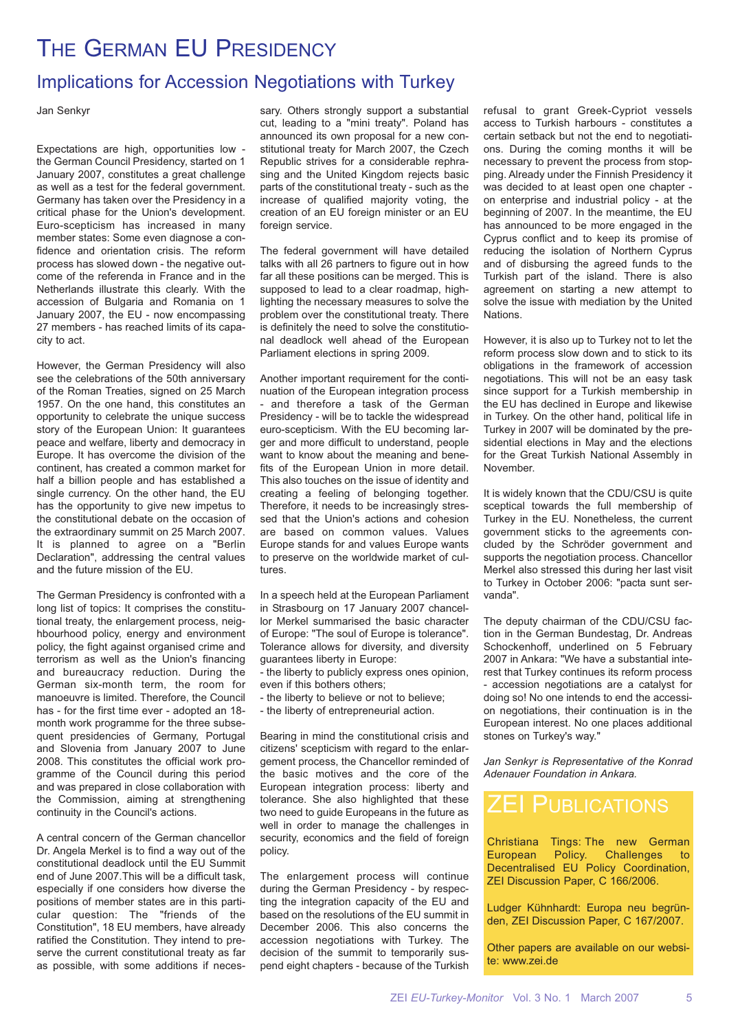# The German EU Presidency

## Implications for Accession Negotiations with Turkey

Jan Senkyr

Expectations are high, opportunities low - the German Council Presidency, started on 1 January 2007, constitutes a great challenge as well as a test for the federal government. Germany has taken over the Presidency in a critical phase for the Union's development. Euro-scepticism has increased in many member states: Some even diagnose a confidence and orientation crisis. The reform process has slowed down - the negative outcome of the referenda in France and in the Netherlands illustrate this clearly. With the accession of Bulgaria and Romania on 1 January 2007, the EU - now encompassing 27 members - has reached limits of its capacity to act.

However, the German Presidency will also see the celebrations of the 50th anniversary of the Roman Treaties, signed on 25 March 1957. On the one hand, this constitutes an opportunity to celebrate the unique success story of the European Union: It guarantees peace and welfare, liberty and democracy in Europe. It has overcome the division of the continent, has created a common market for half a billion people and has established a single currency. On the other hand, the EU has the opportunity to give new impetus to the constitutional debate on the occasion of the extraordinary summit on 25 March 2007. It is planned to agree on a "Berlin Declaration", addressing the central values and the future mission of the EU.

The German Presidency is confronted with a long list of topics: It comprises the constitutional treaty, the enlargement process, neighbourhood policy, energy and environment policy, the fight against organised crime and terrorism as well as the Union's financing and bureaucracy reduction. During the German six-month term, the room for manoeuvre is limited. Therefore, the Council has - for the first time ever - adopted an 18-month work programme for the three subsequent presidencies of Germany, Portugal and Slovenia from January 2007 to June 2008. This constitutes the official work programme of the Council during this period and was prepared in close collaboration with the Commission, aiming at strengthening continuity in the Council's actions.

A central concern of the German chancellor Dr. Angela Merkel is to find a way out of the constitutional deadlock until the EU Summit end of June 2007.This will be a difficult task, especially if one considers how diverse the positions of member states are in this particular question: The "friends of the Constitution", 18 EU members, have already ratified the Constitution. They intend to preserve the current constitutional treaty as far as possible, with some additions if necessary. Others strongly support a substantial cut, leading to a "mini treaty". Poland has announced its own proposal for a new constitutional treaty for March 2007, the Czech Republic strives for a considerable rephrasing and the United Kingdom rejects basic parts of the constitutional treaty - such as the increase of qualified majority voting, the creation of an EU foreign minister or an EU foreign service.

The federal government will have detailed talks with all 26 partners to figure out in how far all these positions can be merged. This is supposed to lead to a clear roadmap, highlighting the necessary measures to solve the problem over the constitutional treaty. There is definitely the need to solve the constitutional deadlock well ahead of the European Parliament elections in spring 2009.

Another important requirement for the continuation of the European integration process - and therefore a task of the German Presidency - will be to tackle the widespread euro-scepticism. With the EU becoming larger and more difficult to understand, people want to know about the meaning and benefits of the European Union in more detail. This also touches on the issue of identity and creating a feeling of belonging together. Therefore, it needs to be increasingly stressed that the Union's actions and cohesion are based on common values. Values Europe stands for and values Europe wants to preserve on the worldwide market of cultures.

In a speech held at the European Parliament in Strasbourg on 17 January 2007 chancellor Merkel summarised the basic character of Europe: "The soul of Europe is tolerance". Tolerance allows for diversity, and diversity guarantees liberty in Europe:

- the liberty to publicly express ones opinion, even if this bothers others;
- the liberty to believe or not to believe;
- the liberty of entrepreneurial action.

Bearing in mind the constitutional crisis and citizens' scepticism with regard to the enlargement process, the Chancellor reminded of the basic motives and the core of the European integration process: liberty and tolerance. She also highlighted that these two need to guide Europeans in the future as well in order to manage the challenges in security, economics and the field of foreign policy.

The enlargement process will continue during the German Presidency - by respecting the integration capacity of the EU and based on the resolutions of the EU summit in December 2006. This also concerns the accession negotiations with Turkey. The decision of the summit to temporarily suspend eight chapters - because of the Turkish refusal to grant Greek-Cypriot vessels access to Turkish harbours - constitutes a certain setback but not the end to negotiations. During the coming months it will be necessary to prevent the process from stopping. Already under the Finnish Presidency it was decided to at least open one chapter - on enterprise and industrial policy - at the beginning of 2007. In the meantime, the EU has announced to be more engaged in the Cyprus conflict and to keep its promise of reducing the isolation of Northern Cyprus and of disbursing the agreed funds to the Turkish part of the island. There is also agreement on starting a new attempt to solve the issue with mediation by the United Nations.

However, it is also up to Turkey not to let the reform process slow down and to stick to its obligations in the framework of accession negotiations. This will not be an easy task since support for a Turkish membership in the EU has declined in Europe and likewise in Turkey. On the other hand, political life in Turkey in 2007 will be dominated by the presidential elections in May and the elections for the Great Turkish National Assembly in November.

It is widely known that the CDU/CSU is quite sceptical towards the full membership of Turkey in the EU. Nonetheless, the current government sticks to the agreements concluded by the Schröder government and supports the negotiation process. Chancellor Merkel also stressed this during her last visit to Turkey in October 2006: "pacta sunt servanda".

The deputy chairman of the CDU/CSU faction in the German Bundestag, Dr. Andreas Schockenhoff, underlined on 5 February 2007 in Ankara: "We have a substantial interest that Turkey continues its reform process - accession negotiations are a catalyst for doing so! No one intends to end the accession negotiations, their continuation is in the European interest. No one places additional stones on Turkey's way."

*Jan Senkyr is Representative of the Konrad Adenauer Foundation in Ankara.*

## ZEI Publications

Christiana Tings: The new German European Policy. Challenges to Decentralised EU Policy Coordination, ZEI Discussion Paper, C 166/2006.

Ludger Kühnhardt: Europa neu begründen, ZEI Discussion Paper, C 167/2007.

Other papers are available on our website: www.zei.de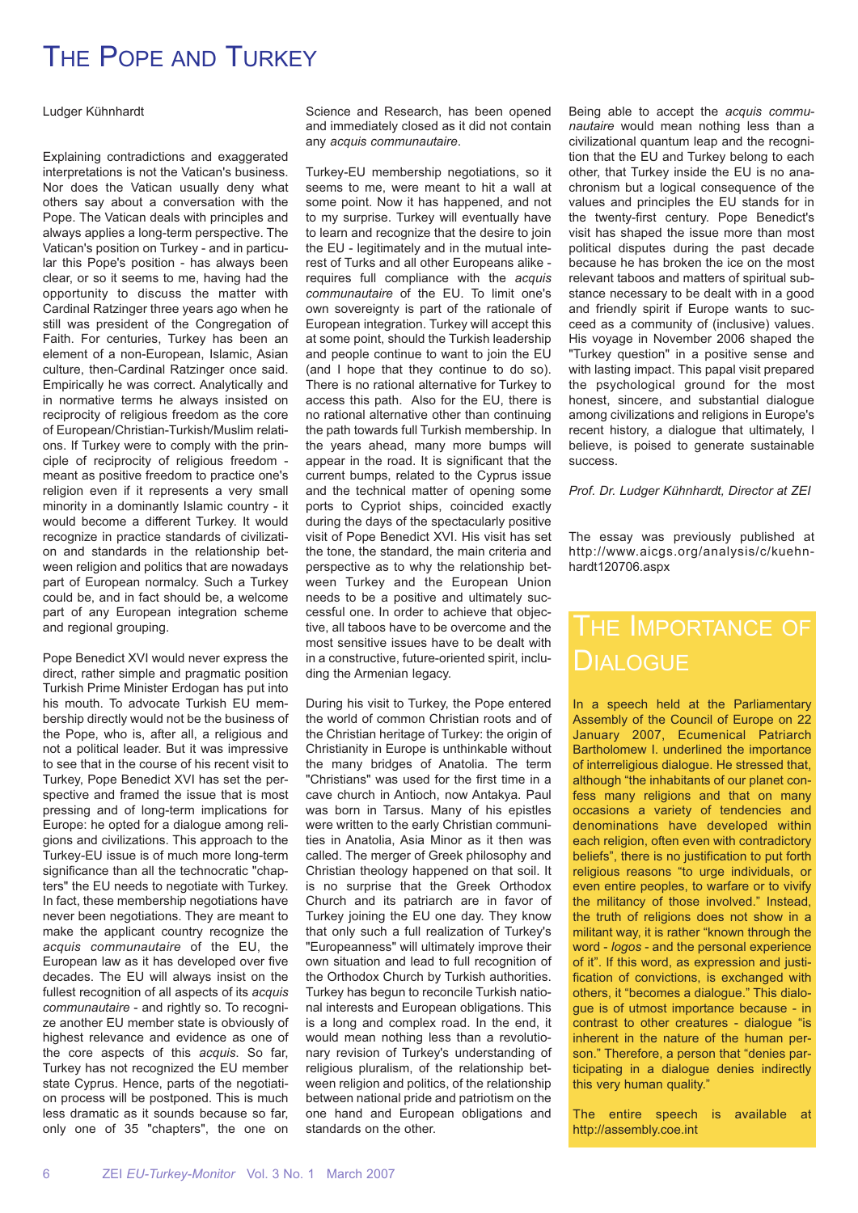# The Pope and Turkey

Ludger Kühnhardt

Explaining contradictions and exaggerated interpretations is not the Vatican's business. Nor does the Vatican usually deny what others say about a conversation with the Pope. The Vatican deals with principles and always applies a long-term perspective. The Vatican's position on Turkey - and in particular this Pope's position - has always been clear, or so it seems to me, having had the opportunity to discuss the matter with Cardinal Ratzinger three years ago when he still was president of the Congregation of Faith. For centuries, Turkey has been an element of a non-European, Islamic, Asian culture, then-Cardinal Ratzinger once said. Empirically he was correct. Analytically and in normative terms he always insisted on reciprocity of religious freedom as the core of European/Christian-Turkish/Muslim relations. If Turkey were to comply with the principle of reciprocity of religious freedom - meant as positive freedom to practice one's religion even if it represents a very small minority in a dominantly Islamic country - it would become a different Turkey. It would recognize in practice standards of civilization and standards in the relationship between religion and politics that are nowadays part of European normalcy. Such a Turkey could be, and in fact should be, a welcome part of any European integration scheme and regional grouping.

Pope Benedict XVI would never express the direct, rather simple and pragmatic position Turkish Prime Minister Erdogan has put into his mouth. To advocate Turkish EU membership directly would not be the business of the Pope, who is, after all, a religious and not a political leader. But it was impressive to see that in the course of his recent visit to Turkey, Pope Benedict XVI has set the perspective and framed the issue that is most pressing and of long-term implications for Europe: he opted for a dialogue among religions and civilizations. This approach to the Turkey-EU issue is of much more long-term significance than all the technocratic "chapters" the EU needs to negotiate with Turkey. In fact, these membership negotiations have never been negotiations. They are meant to make the applicant country recognize the *acquis communautaire* of the EU, the European law as it has developed over five decades. The EU will always insist on the fullest recognition of all aspects of its *acquis communautaire* - and rightly so. To recognize another EU member state is obviously of highest relevance and evidence as one of the core aspects of this *acquis*. So far, Turkey has not recognized the EU member state Cyprus. Hence, parts of the negotiation process will be postponed. This is much less dramatic as it sounds because so far, only one of 35 "chapters", the one on Science and Research, has been opened and immediately closed as it did not contain any *acquis communautaire*.

Turkey-EU membership negotiations, so it seems to me, were meant to hit a wall at some point. Now it has happened, and not to my surprise. Turkey will eventually have to learn and recognize that the desire to join the EU - legitimately and in the mutual interest of Turks and all other Europeans alike - requires full compliance with the *acquis communautaire* of the EU. To limit one's own sovereignty is part of the rationale of European integration. Turkey will accept this at some point, should the Turkish leadership and people continue to want to join the EU (and I hope that they continue to do so). There is no rational alternative for Turkey to access this path. Also for the EU, there is no rational alternative other than continuing the path towards full Turkish membership. In the years ahead, many more bumps will appear in the road. It is significant that the current bumps, related to the Cyprus issue and the technical matter of opening some ports to Cypriot ships, coincided exactly during the days of the spectacularly positive visit of Pope Benedict XVI. His visit has set the tone, the standard, the main criteria and perspective as to why the relationship between Turkey and the European Union needs to be a positive and ultimately successful one. In order to achieve that objective, all taboos have to be overcome and the most sensitive issues have to be dealt with in a constructive, future-oriented spirit, including the Armenian legacy.

During his visit to Turkey, the Pope entered the world of common Christian roots and of the Christian heritage of Turkey: the origin of Christianity in Europe is unthinkable without the many bridges of Anatolia. The term "Christians" was used for the first time in a cave church in Antioch, now Antakya. Paul was born in Tarsus. Many of his epistles were written to the early Christian communities in Anatolia, Asia Minor as it then was called. The merger of Greek philosophy and Christian theology happened on that soil. It is no surprise that the Greek Orthodox Church and its patriarch are in favor of Turkey joining the EU one day. They know that only such a full realization of Turkey's "Europeanness" will ultimately improve their own situation and lead to full recognition of the Orthodox Church by Turkish authorities. Turkey has begun to reconcile Turkish national interests and European obligations. This is a long and complex road. In the end, it would mean nothing less than a revolutionary revision of Turkey's understanding of religious pluralism, of the relationship between religion and politics, of the relationship between national pride and patriotism on the one hand and European obligations and standards on the other.

Being able to accept the *acquis communautaire* would mean nothing less than a civilizational quantum leap and the recognition that the EU and Turkey belong to each other, that Turkey inside the EU is no anachronism but a logical consequence of the values and principles the EU stands for in the twenty-first century. Pope Benedict's visit has shaped the issue more than most political disputes during the past decade because he has broken the ice on the most relevant taboos and matters of spiritual substance necessary to be dealt with in a good and friendly spirit if Europe wants to succeed as a community of (inclusive) values. His voyage in November 2006 shaped the "Turkey question" in a positive sense and with lasting impact. This papal visit prepared the psychological ground for the most honest, sincere, and substantial dialogue among civilizations and religions in Europe's recent history, a dialogue that ultimately, I believe, is poised to generate sustainable success.

*Prof. Dr. Ludger Kühnhardt, Director at ZEI*

The essay was previously published at http://www.aicgs.org/analysis/c/kuehnhardt120706.aspx

## The Importance of Dialogue

In a speech held at the Parliamentary Assembly of the Council of Europe on 22 January 2007, Ecumenical Patriarch Bartholomew I. underlined the importance of interreligious dialogue. He stressed that, although "the inhabitants of our planet confess many religions and that on many occasions a variety of tendencies and denominations have developed within each religion, often even with contradictory beliefs", there is no justification to put forth religious reasons "to urge individuals, or even entire peoples, to warfare or to vivify the militancy of those involved." Instead, the truth of religions does not show in a militant way, it is rather "known through the word - *logos* - and the personal experience of it". If this word, as expression and justification of convictions, is exchanged with others, it "becomes a dialogue." This dialogue is of utmost importance because - in contrast to other creatures - dialogue "is inherent in the nature of the human person." Therefore, a person that "denies participating in a dialogue denies indirectly this very human quality."

The entire speech is available at http://assembly.coe.int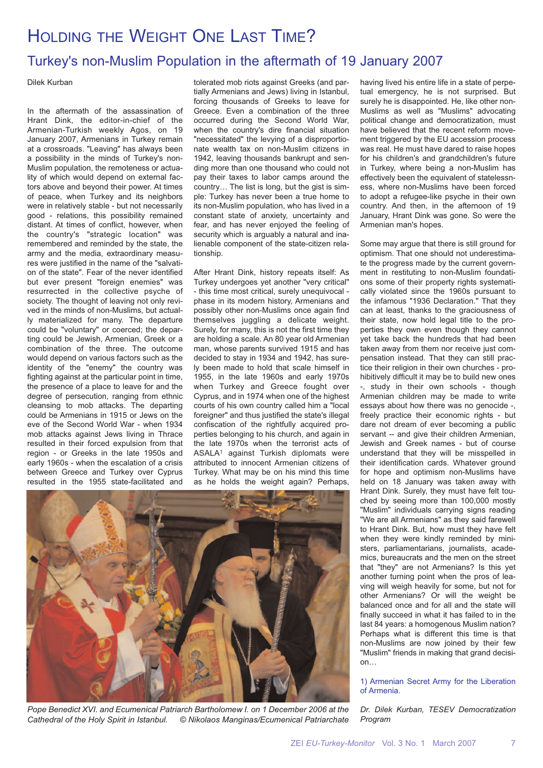# Holding the Weight One Last Time?

## Turkey's non-Muslim Population in the aftermath of 19 January 2007

Dilek Kurban

In the aftermath of the assassination of Hrant Dink, the editor-in-chief of the Armenian-Turkish weekly Agos, on 19 January 2007, Armenians in Turkey remain at a crossroads. "Leaving" has always been a possibility in the minds of Turkey's non-Muslim population, the remoteness or actuality of which would depend on external factors above and beyond their power. At times of peace, when Turkey and its neighbors were in relatively stable - but not necessarily good - relations, this possibility remained distant. At times of conflict, however, when the country's "strategic location" was remembered and reminded by the state, the army and the media, extraordinary measures were justified in the name of the "salvation of the state". Fear of the never identified but ever present "foreign enemies" was resurrected in the collective psyche of society. The thought of leaving not only revived in the minds of non-Muslims, but actually materialized for many. The departure could be "voluntary" or coerced; the departing could be Jewish, Armenian, Greek or a combination of the three. The outcome would depend on various factors such as the identity of the "enemy" the country was fighting against at the particular point in time, the presence of a place to leave for and the degree of persecution, ranging from ethnic cleansing to mob attacks. The departing could be Armenians in 1915 or Jews on the eve of the Second World War - when 1934 mob attacks against Jews living in Thrace resulted in their forced expulsion from that region - or Greeks in the late 1950s and early 1960s - when the escalation of a crisis between Greece and Turkey over Cyprus resulted in the 1955 state-facilitated and tolerated mob riots against Greeks (and partially Armenians and Jews) living in Istanbul, forcing thousands of Greeks to leave for Greece. Even a combination of the three occurred during the Second World War, when the country's dire financial situation "necessitated" the levying of a disproportionate wealth tax on non-Muslim citizens in 1942, leaving thousands bankrupt and sending more than one thousand who could not pay their taxes to labor camps around the country… The list is long, but the gist is simple: Turkey has never been a true home to its non-Muslim population, who has lived in a constant state of anxiety, uncertainty and fear, and has never enjoyed the feeling of security which is arguably a natural and inalienable component of the state-citizen relationship.

After Hrant Dink, history repeats itself: As Turkey undergoes yet another "very critical" - this time most critical, surely unequivocal - phase in its modern history, Armenians and possibly other non-Muslims once again find themselves juggling a delicate weight. Surely, for many, this is not the first time they are holding a scale. An 80 year old Armenian man, whose parents survived 1915 and has decided to stay in 1934 and 1942, has surely been made to hold that scale himself in 1955, in the late 1960s and early 1970s when Turkey and Greece fought over Cyprus, and in 1974 when one of the highest courts of his own country called him a "local foreigner" and thus justified the state's illegal confiscation of the rightfully acquired properties belonging to his church, and again in the late 1970s when the terrorist acts of ASALA[1] against Turkish diplomats were attributed to innocent Armenian citizens of Turkey. What may be on his mind this time as he holds the weight again? Perhaps, having lived his entire life in a state of perpetual emergency, he is not surprised. But surely he is disappointed. He, like other non-Muslims as well as "Muslims" advocating political change and democratization, must have believed that the recent reform movement triggered by the EU accession process was real. He must have dared to raise hopes for his children's and grandchildren's future in Turkey, where being a non-Muslim has effectively been the equivalent of statelessness, where non-Muslims have been forced to adopt a refugee-like psyche in their own country. And then, in the afternoon of 19 January, Hrant Dink was gone. So were the Armenian man's hopes.

Some may argue that there is still ground for optimism. That one should not underestimate the progress made by the current government in restituting to non-Muslim foundations some of their property rights systematically violated since the 1960s pursuant to the infamous "1936 Declaration." That they can at least, thanks to the graciousness of their state, now hold legal title to the properties they own even though they cannot yet take back the hundreds that had been taken away from them nor receive just compensation instead. That they can still practice their religion in their own churches - prohibitively difficult it may be to build new ones -, study in their own schools - though Armenian children may be made to write essays about how there was no genocide -, freely practice their economic rights - but dare not dream of ever becoming a public servant -- and give their children Armenian, Jewish and Greek names - but of course understand that they will be misspelled in their identification cards. Whatever ground for hope and optimism non-Muslims have held on 18 January was taken away with Hrant Dink. Surely, they must have felt touched by seeing more than 100,000 mostly "Muslim" individuals carrying signs reading "We are all Armenians" as they said farewell to Hrant Dink. But, how must they have felt when they were kindly reminded by ministers, parliamentarians, journalists, academics, bureaucrats and the men on the street that "they" are not Armenians? Is this yet another turning point when the pros of leaving will weigh heavily for some, but not for other Armenians? Or will the weight be balanced once and for all and the state will finally succeed in what it has failed to in the last 84 years: a homogenous Muslim nation? Perhaps what is different this time is that non-Muslims are now joined by their few "Muslim" friends in making that grand decision…

*Pope Benedict XVI. and Ecumenical Patriarch Bartholomew I. on 1 December 2006 at the Cathedral of the Holy Spirit in Istanbul. © Nikolaos Manginas/Ecumenical Patriarchate*

1) Armenian Secret Army for the Liberation of Armenia.

*Dr. Dilek Kurban, TESEV Democratization Program*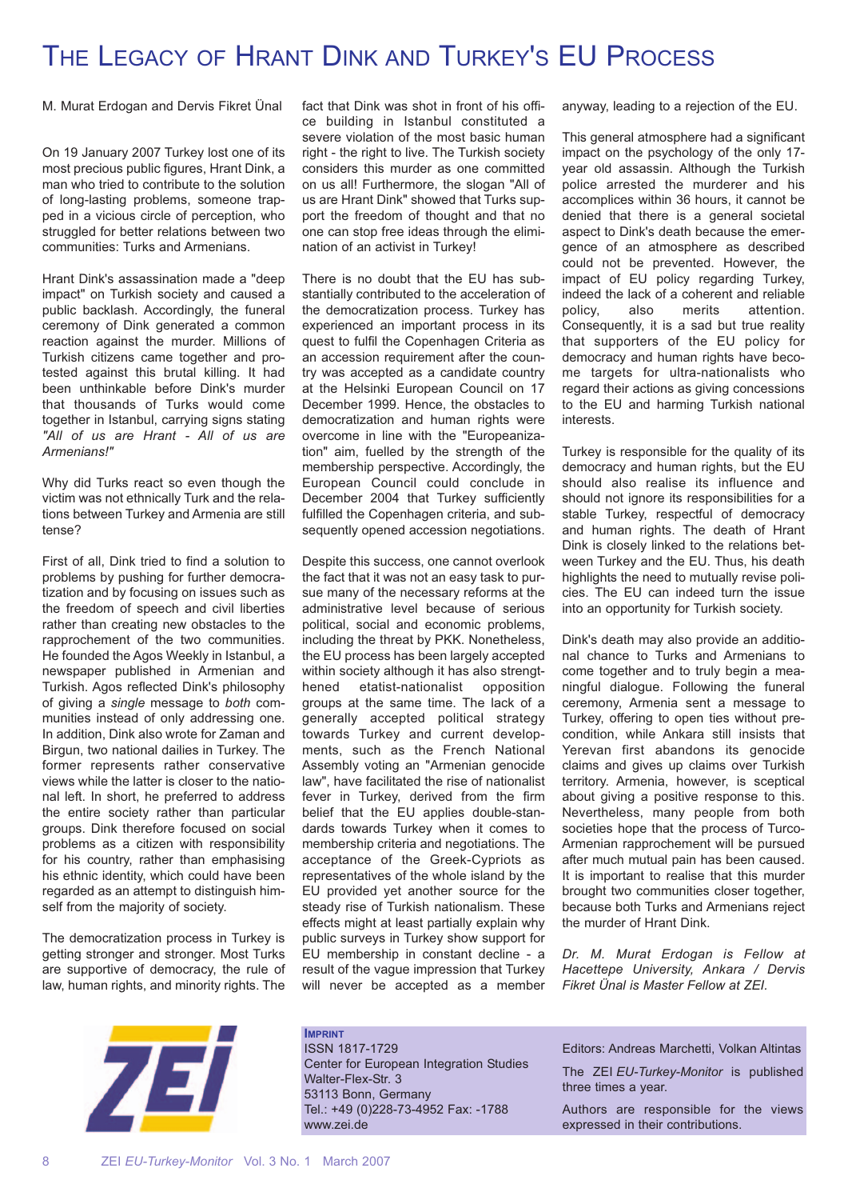# The Legacy of Hrant Dink and Turkey's EU Process

M. Murat Erdogan and Dervis Fikret Ünal

On 19 January 2007 Turkey lost one of its most precious public figures, Hrant Dink, a man who tried to contribute to the solution of long-lasting problems, someone trapped in a vicious circle of perception, who struggled for better relations between two communities: Turks and Armenians.

Hrant Dink's assassination made a "deep impact" on Turkish society and caused a public backlash. Accordingly, the funeral ceremony of Dink generated a common reaction against the murder. Millions of Turkish citizens came together and protested against this brutal killing. It had been unthinkable before Dink's murder that thousands of Turks would come together in Istanbul, carrying signs stating *"All of us are Hrant - All of us are Armenians!"*

Why did Turks react so even though the victim was not ethnically Turk and the relations between Turkey and Armenia are still tense?

First of all, Dink tried to find a solution to problems by pushing for further democratization and by focusing on issues such as the freedom of speech and civil liberties rather than creating new obstacles to the rapprochement of the two communities. He founded the Agos Weekly in Istanbul, a newspaper published in Armenian and Turkish. Agos reflected Dink's philosophy of giving a *single* message to *both* communities instead of only addressing one. In addition, Dink also wrote for Zaman and Birgun, two national dailies in Turkey. The former represents rather conservative views while the latter is closer to the national left. In short, he preferred to address the entire society rather than particular groups. Dink therefore focused on social problems as a citizen with responsibility for his country, rather than emphasising his ethnic identity, which could have been regarded as an attempt to distinguish himself from the majority of society.

The democratization process in Turkey is getting stronger and stronger. Most Turks are supportive of democracy, the rule of law, human rights, and minority rights. The fact that Dink was shot in front of his office building in Istanbul constituted a severe violation of the most basic human right - the right to live. The Turkish society considers this murder as one committed on us all! Furthermore, the slogan "All of us are Hrant Dink" showed that Turks support the freedom of thought and that no one can stop free ideas through the elimination of an activist in Turkey!

There is no doubt that the EU has substantially contributed to the acceleration of the democratization process. Turkey has experienced an important process in its quest to fulfil the Copenhagen Criteria as an accession requirement after the country was accepted as a candidate country at the Helsinki European Council on 17 December 1999. Hence, the obstacles to democratization and human rights were overcome in line with the "Europeanization" aim, fuelled by the strength of the membership perspective. Accordingly, the European Council could conclude in December 2004 that Turkey sufficiently fulfilled the Copenhagen criteria, and subsequently opened accession negotiations.

Despite this success, one cannot overlook the fact that it was not an easy task to pursue many of the necessary reforms at the administrative level because of serious political, social and economic problems, including the threat by PKK. Nonetheless, the EU process has been largely accepted within society although it has also strengthened etatist-nationalist opposition groups at the same time. The lack of a generally accepted political strategy towards Turkey and current developments, such as the French National Assembly voting an "Armenian genocide law", have facilitated the rise of nationalist fever in Turkey, derived from the firm belief that the EU applies double-standards towards Turkey when it comes to membership criteria and negotiations. The acceptance of the Greek-Cypriots as representatives of the whole island by the EU provided yet another source for the steady rise of Turkish nationalism. These effects might at least partially explain why public surveys in Turkey show support for EU membership in constant decline - a result of the vague impression that Turkey will never be accepted as a member anyway, leading to a rejection of the EU.

This general atmosphere had a significant impact on the psychology of the only 17-year old assassin. Although the Turkish police arrested the murderer and his accomplices within 36 hours, it cannot be denied that there is a general societal aspect to Dink's death because the emergence of an atmosphere as described could not be prevented. However, the impact of EU policy regarding Turkey, indeed the lack of a coherent and reliable policy, also merits attention. Consequently, it is a sad but true reality that supporters of the EU policy for democracy and human rights have become targets for ultra-nationalists who regard their actions as giving concessions to the EU and harming Turkish national interests.

Turkey is responsible for the quality of its democracy and human rights, but the EU should also realise its influence and should not ignore its responsibilities for a stable Turkey, respectful of democracy and human rights. The death of Hrant Dink is closely linked to the relations between Turkey and the EU. Thus, his death highlights the need to mutually revise policies. The EU can indeed turn the issue into an opportunity for Turkish society.

Dink's death may also provide an additional chance to Turks and Armenians to come together and to truly begin a meaningful dialogue. Following the funeral ceremony, Armenia sent a message to Turkey, offering to open ties without precondition, while Ankara still insists that Yerevan first abandons its genocide claims over and gives up claims over Turkish territory. Armenia, however, is sceptical about giving a positive response to this. Nevertheless, many people from both societies hope that the process of Turco-Armenian rapprochement will be pursued after much mutual pain has been caused. It is important to realise that this murder brought two communities closer together, because both Turks and Armenians reject the murder of Hrant Dink.

*Dr. M. Murat Erdogan is Fellow at Hacettepe University, Ankara / Dervis Fikret Ünal is Master Fellow at ZEI.*

ZEI

**Imprint**
ISSN 1817-1729
Center for European Integration Studies
Walter-Flex-Str. 3
53113 Bonn, Germany
Tel.: +49 (0)228-73-4952 Fax: -1788
www.zei.de

Editors: Andreas Marchetti, Volkan Altintas

The ZEI *EU-Turkey-Monitor* is published three times a year.

Authors are responsible for the views expressed in their contributions.